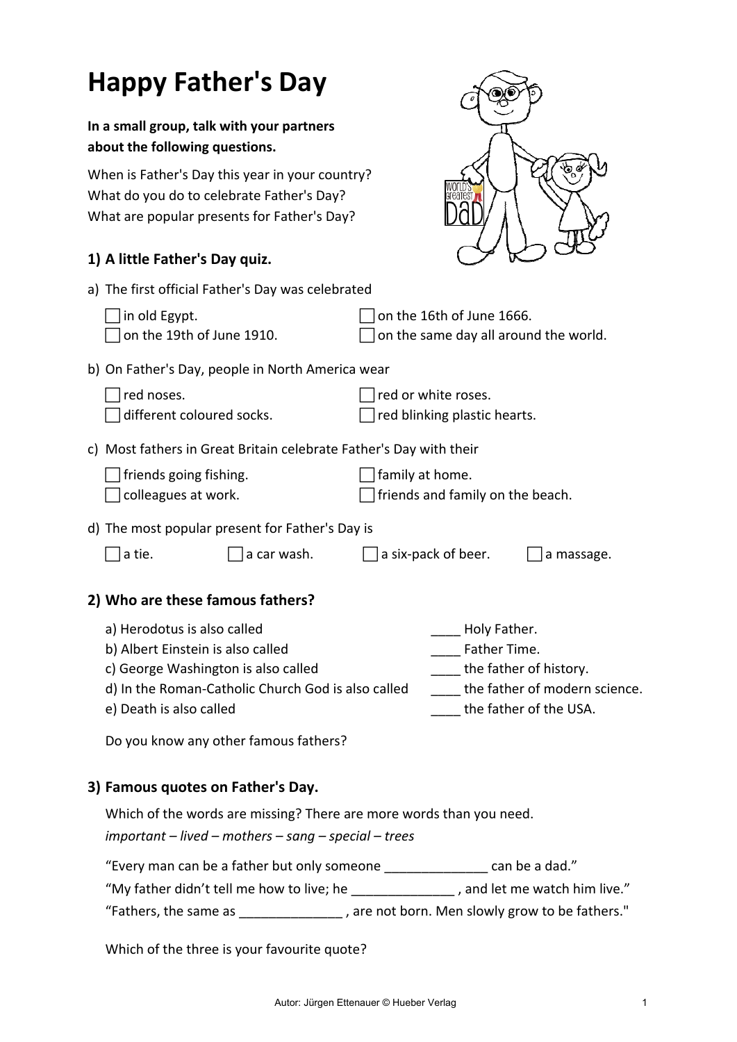# Happy Father's Day

**In a small group, talk with your partners about the following questions.**

When is Father's Day this year in your country?
What do you do to celebrate Father's Day?
What are popular presents for Father's Day?

## 1) A little Father's Day quiz.

a) The first official Father's Day was celebrated

- ☐ in old Egypt.
- ☐ on the 16th of June 1666.
- ☐ on the 19th of June 1910.
- ☐ on the same day all around the world.

b) On Father's Day, people in North America wear

- ☐ red noses.
- ☐ red or white roses.
- ☐ different coloured socks.
- ☐ red blinking plastic hearts.

c) Most fathers in Great Britain celebrate Father's Day with their

- ☐ friends going fishing.
- ☐ family at home.
- ☐ colleagues at work.
- ☐ friends and family on the beach.

d) The most popular present for Father's Day is

- ☐ a tie.
- ☐ a car wash.
- ☐ a six-pack of beer.
- ☐ a massage.

## 2) Who are these famous fathers?

| | |
|---|---|
| a) Herodotus is also called | ____ Holy Father. |
| b) Albert Einstein is also called | ____ Father Time. |
| c) George Washington is also called | ____ the father of history. |
| d) In the Roman-Catholic Church God is also called | ____ the father of modern science. |
| e) Death is also called | ____ the father of the USA. |

Do you know any other famous fathers?

## 3) Famous quotes on Father's Day.

Which of the words are missing? There are more words than you need.

*important – lived – mothers – sang – special – trees*

“Every man can be a father but only someone ______________ can be a dad.”

“My father didn’t tell me how to live; he ______________ , and let me watch him live.”

“Fathers, the same as ______________ , are not born. Men slowly grow to be fathers."

Which of the three is your favourite quote?

Autor: Jürgen Ettenauer © Hueber Verlag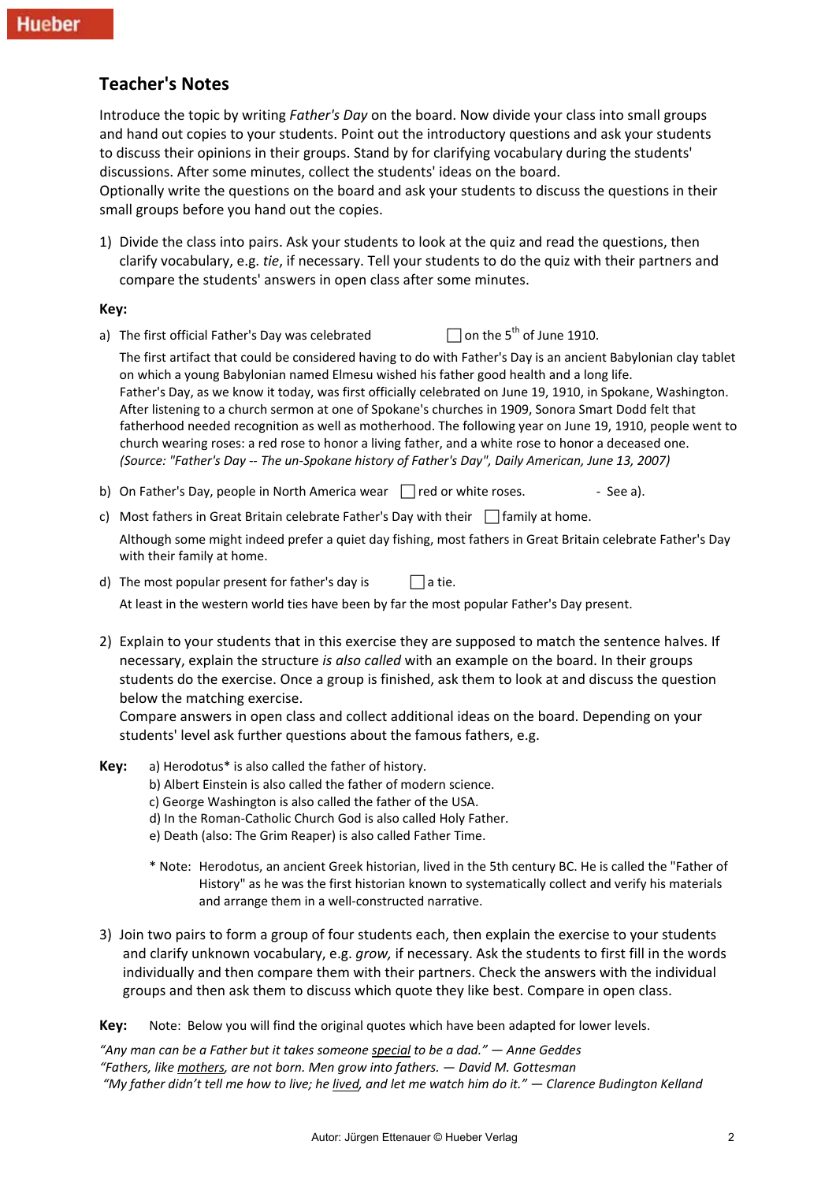## Teacher's Notes

Introduce the topic by writing *Father's Day* on the board. Now divide your class into small groups and hand out copies to your students. Point out the introductory questions and ask your students to discuss their opinions in their groups. Stand by for clarifying vocabulary during the students' discussions. After some minutes, collect the students' ideas on the board.
Optionally write the questions on the board and ask your students to discuss the questions in their small groups before you hand out the copies.

1) Divide the class into pairs. Ask your students to look at the quiz and read the questions, then clarify vocabulary, e.g. *tie*, if necessary. Tell your students to do the quiz with their partners and compare the students' answers in open class after some minutes.

**Key:**

a) The first official Father's Day was celebrated ☐ on the 5th of June 1910.

The first artifact that could be considered having to do with Father's Day is an ancient Babylonian clay tablet on which a young Babylonian named Elmesu wished his father good health and a long life.
Father's Day, as we know it today, was first officially celebrated on June 19, 1910, in Spokane, Washington. After listening to a church sermon at one of Spokane's churches in 1909, Sonora Smart Dodd felt that fatherhood needed recognition as well as motherhood. The following year on June 19, 1910, people went to church wearing roses: a red rose to honor a living father, and a white rose to honor a deceased one.
*(Source: "Father's Day -- The un-Spokane history of Father's Day", Daily American, June 13, 2007)*

b) On Father's Day, people in North America wear ☐ red or white roses. - See a).

c) Most fathers in Great Britain celebrate Father's Day with their ☐ family at home.

Although some might indeed prefer a quiet day fishing, most fathers in Great Britain celebrate Father's Day with their family at home.

d) The most popular present for father's day is ☐ a tie.

At least in the western world ties have been by far the most popular Father's Day present.

2) Explain to your students that in this exercise they are supposed to match the sentence halves. If necessary, explain the structure *is also called* with an example on the board. In their groups students do the exercise. Once a group is finished, ask them to look at and discuss the question below the matching exercise.
Compare answers in open class and collect additional ideas on the board. Depending on your students' level ask further questions about the famous fathers, e.g.

**Key:**
a) Herodotus* is also called the father of history.
b) Albert Einstein is also called the father of modern science.
c) George Washington is also called the father of the USA.
d) In the Roman-Catholic Church God is also called Holy Father.
e) Death (also: The Grim Reaper) is also called Father Time.

\* Note: Herodotus, an ancient Greek historian, lived in the 5th century BC. He is called the "Father of History" as he was the first historian known to systematically collect and verify his materials and arrange them in a well-constructed narrative.

3) Join two pairs to form a group of four students each, then explain the exercise to your students and clarify unknown vocabulary, e.g. *grow,* if necessary. Ask the students to first fill in the words individually and then compare them with their partners. Check the answers with the individual groups and then ask them to discuss which quote they like best. Compare in open class.

**Key:** Note: Below you will find the original quotes which have been adapted for lower levels.

*"Any man can be a Father but it takes someone special to be a dad." — Anne Geddes*
*"Fathers, like mothers, are not born. Men grow into fathers. — David M. Gottesman*
*"My father didn't tell me how to live; he lived, and let me watch him do it." — Clarence Budington Kelland*

Autor: Jürgen Ettenauer © Hueber Verlag